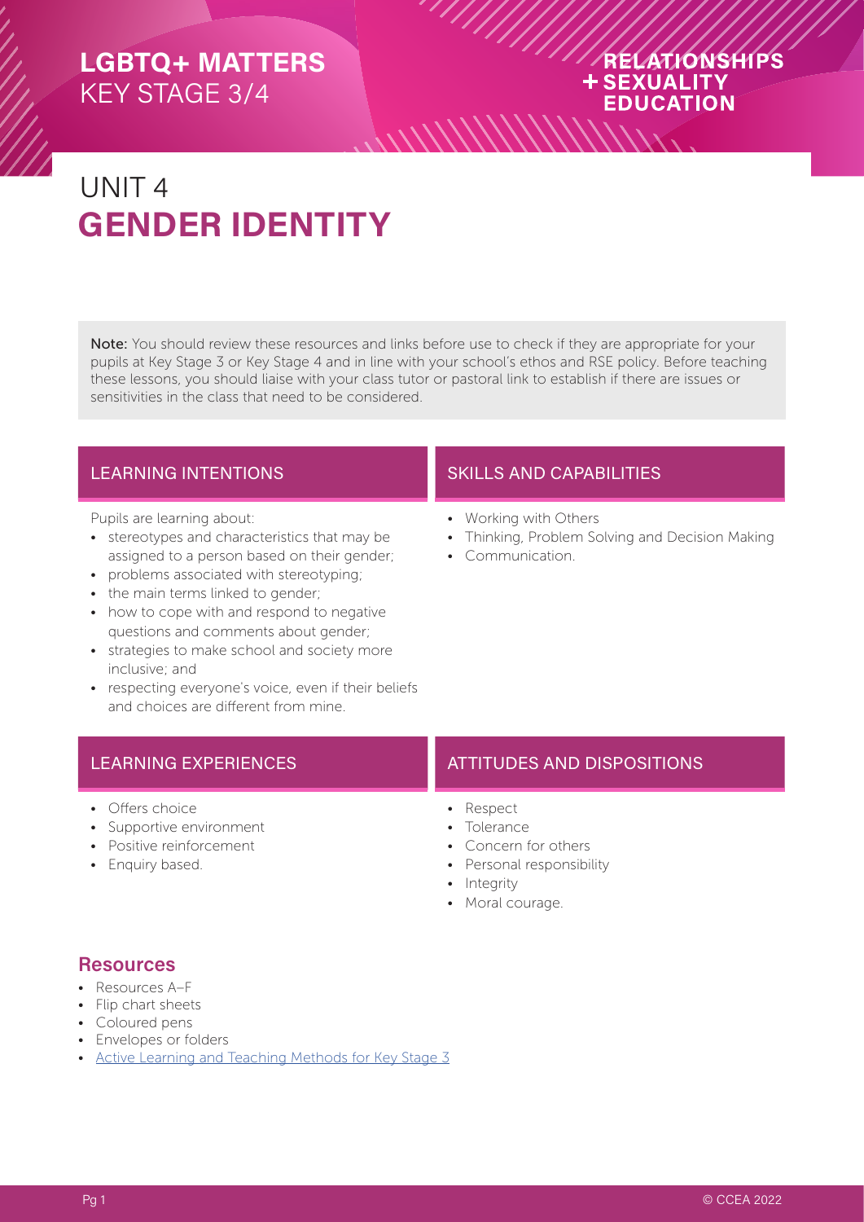# LGBTQ+ MATTERS
KEY STAGE 3/4

RELATIONSHIPS + SEXUALITY EDUCATION

# UNIT 4
# GENDER IDENTITY

**Note:** You should review these resources and links before use to check if they are appropriate for your pupils at Key Stage 3 or Key Stage 4 and in line with your school's ethos and RSE policy. Before teaching these lessons, you should liaise with your class tutor or pastoral link to establish if there are issues or sensitivities in the class that need to be considered.

## LEARNING INTENTIONS

Pupils are learning about:

- stereotypes and characteristics that may be assigned to a person based on their gender;
- problems associated with stereotyping;
- the main terms linked to gender;
- how to cope with and respond to negative questions and comments about gender;
- strategies to make school and society more inclusive; and
- respecting everyone's voice, even if their beliefs and choices are different from mine.

## SKILLS AND CAPABILITIES

- Working with Others
- Thinking, Problem Solving and Decision Making
- Communication.

## LEARNING EXPERIENCES

- Offers choice
- Supportive environment
- Positive reinforcement
- Enquiry based.

## ATTITUDES AND DISPOSITIONS

- Respect
- Tolerance
- Concern for others
- Personal responsibility
- Integrity
- Moral courage.

## Resources

- Resources A–F
- Flip chart sheets
- Coloured pens
- Envelopes or folders
- Active Learning and Teaching Methods for Key Stage 3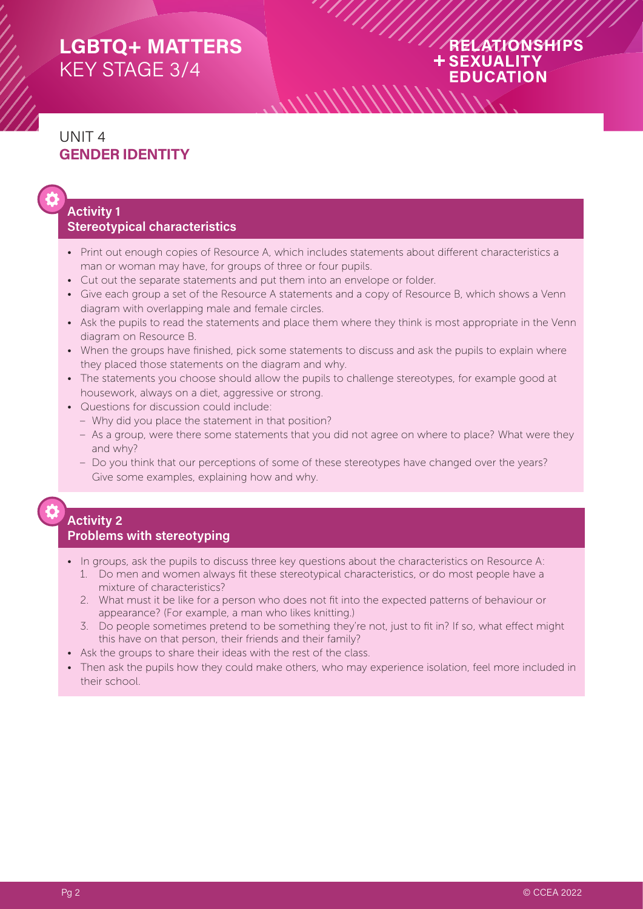# LGBTQ+ MATTERS
KEY STAGE 3/4

RELATIONSHIPS + SEXUALITY EDUCATION

## UNIT 4
## GENDER IDENTITY

### Activity 1
### Stereotypical characteristics

- Print out enough copies of Resource A, which includes statements about different characteristics a man or woman may have, for groups of three or four pupils.
- Cut out the separate statements and put them into an envelope or folder.
- Give each group a set of the Resource A statements and a copy of Resource B, which shows a Venn diagram with overlapping male and female circles.
- Ask the pupils to read the statements and place them where they think is most appropriate in the Venn diagram on Resource B.
- When the groups have finished, pick some statements to discuss and ask the pupils to explain where they placed those statements on the diagram and why.
- The statements you choose should allow the pupils to challenge stereotypes, for example good at housework, always on a diet, aggressive or strong.
- Questions for discussion could include:
  - Why did you place the statement in that position?
  - As a group, were there some statements that you did not agree on where to place? What were they and why?
  - Do you think that our perceptions of some of these stereotypes have changed over the years? Give some examples, explaining how and why.

### Activity 2
### Problems with stereotyping

- In groups, ask the pupils to discuss three key questions about the characteristics on Resource A:
  1. Do men and women always fit these stereotypical characteristics, or do most people have a mixture of characteristics?
  2. What must it be like for a person who does not fit into the expected patterns of behaviour or appearance? (For example, a man who likes knitting.)
  3. Do people sometimes pretend to be something they're not, just to fit in? If so, what effect might this have on that person, their friends and their family?
- Ask the groups to share their ideas with the rest of the class.
- Then ask the pupils how they could make others, who may experience isolation, feel more included in their school.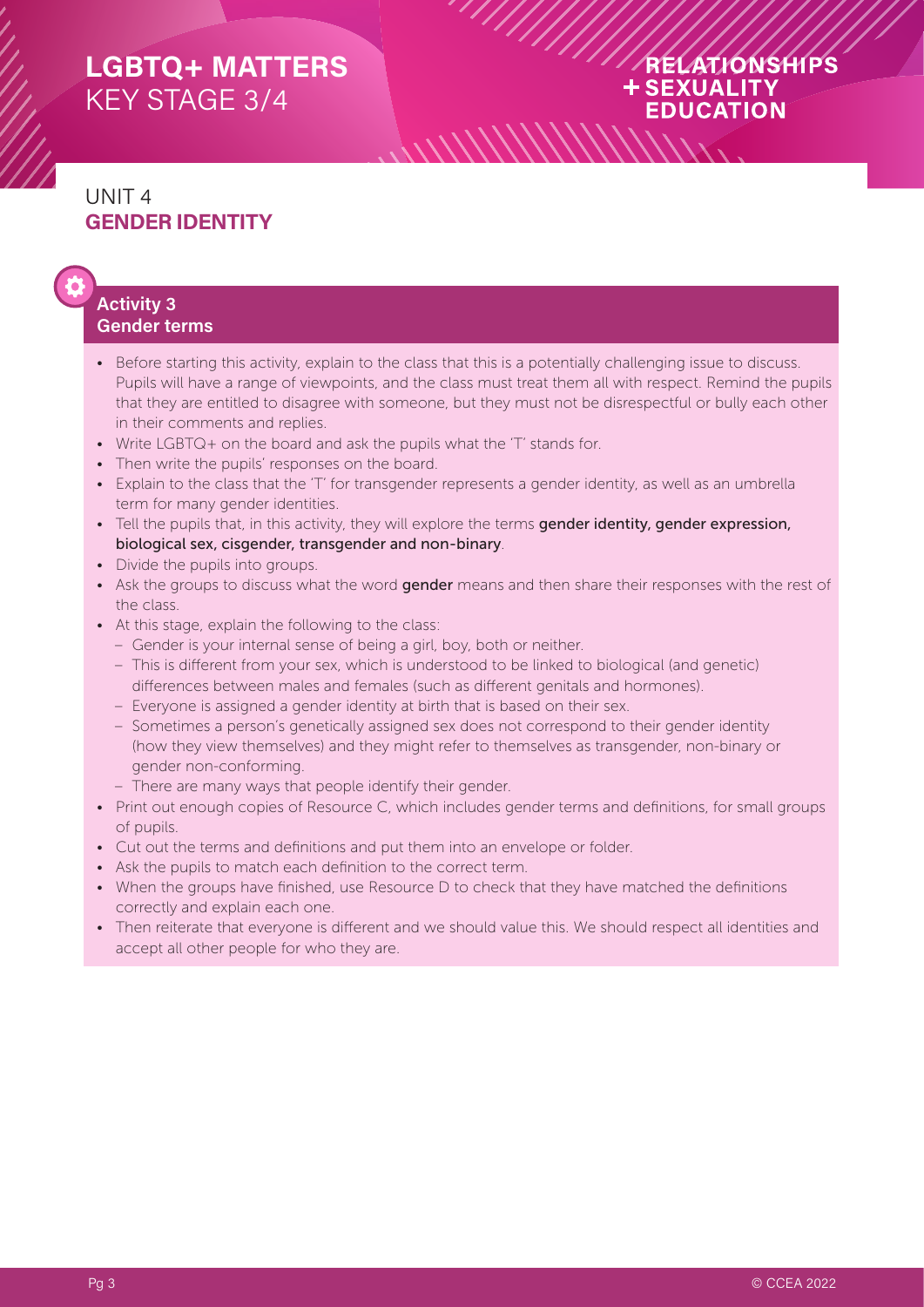# UNIT 4
## GENDER IDENTITY

### Activity 3
### Gender terms

- Before starting this activity, explain to the class that this is a potentially challenging issue to discuss. Pupils will have a range of viewpoints, and the class must treat them all with respect. Remind the pupils that they are entitled to disagree with someone, but they must not be disrespectful or bully each other in their comments and replies.
- Write LGBTQ+ on the board and ask the pupils what the 'T' stands for.
- Then write the pupils' responses on the board.
- Explain to the class that the 'T' for transgender represents a gender identity, as well as an umbrella term for many gender identities.
- Tell the pupils that, in this activity, they will explore the terms **gender identity, gender expression, biological sex, cisgender, transgender and non-binary**.
- Divide the pupils into groups.
- Ask the groups to discuss what the word **gender** means and then share their responses with the rest of the class.
- At this stage, explain the following to the class:
  - Gender is your internal sense of being a girl, boy, both or neither.
  - This is different from your sex, which is understood to be linked to biological (and genetic) differences between males and females (such as different genitals and hormones).
  - Everyone is assigned a gender identity at birth that is based on their sex.
  - Sometimes a person's genetically assigned sex does not correspond to their gender identity (how they view themselves) and they might refer to themselves as transgender, non-binary or gender non-conforming.
  - There are many ways that people identify their gender.
- Print out enough copies of Resource C, which includes gender terms and definitions, for small groups of pupils.
- Cut out the terms and definitions and put them into an envelope or folder.
- Ask the pupils to match each definition to the correct term.
- When the groups have finished, use Resource D to check that they have matched the definitions correctly and explain each one.
- Then reiterate that everyone is different and we should value this. We should respect all identities and accept all other people for who they are.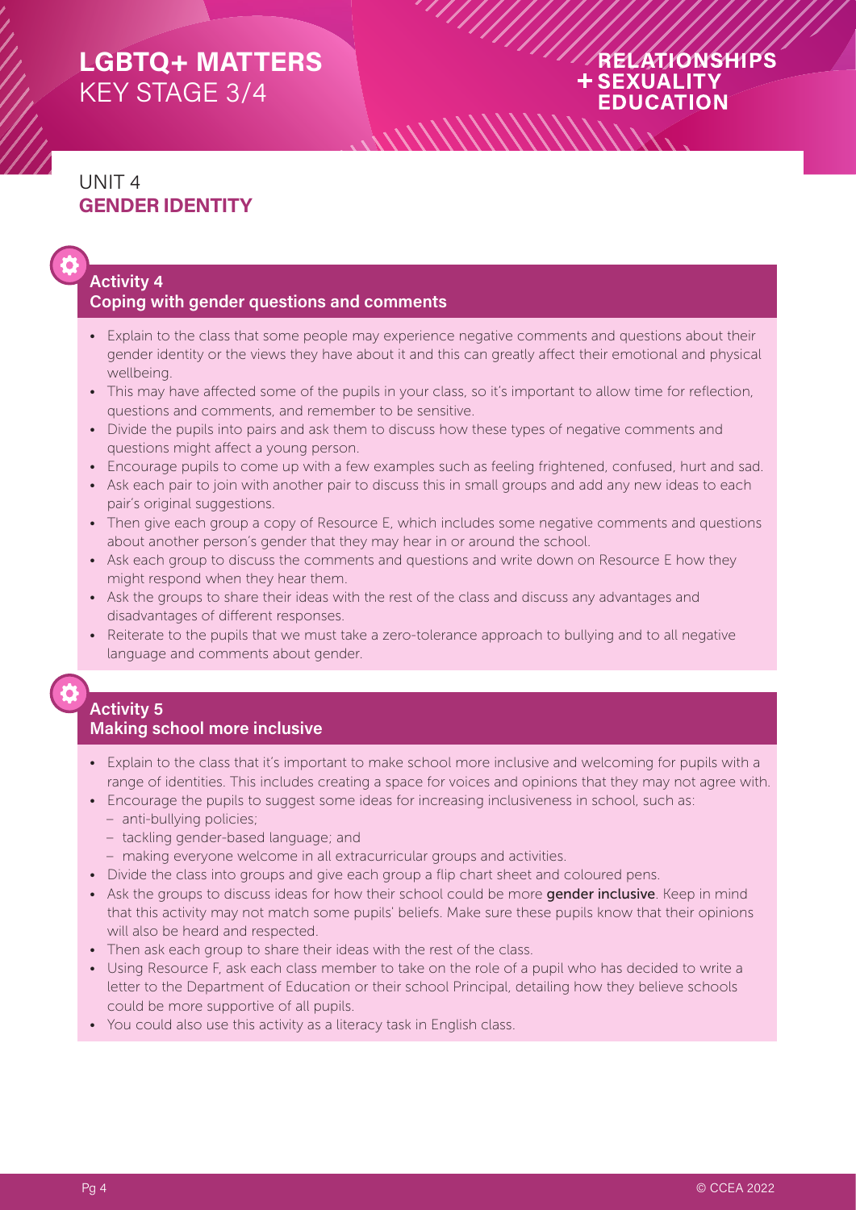## UNIT 4
## GENDER IDENTITY

### Activity 4
### Coping with gender questions and comments

- Explain to the class that some people may experience negative comments and questions about their gender identity or the views they have about it and this can greatly affect their emotional and physical wellbeing.
- This may have affected some of the pupils in your class, so it's important to allow time for reflection, questions and comments, and remember to be sensitive.
- Divide the pupils into pairs and ask them to discuss how these types of negative comments and questions might affect a young person.
- Encourage pupils to come up with a few examples such as feeling frightened, confused, hurt and sad.
- Ask each pair to join with another pair to discuss this in small groups and add any new ideas to each pair's original suggestions.
- Then give each group a copy of Resource E, which includes some negative comments and questions about another person's gender that they may hear in or around the school.
- Ask each group to discuss the comments and questions and write down on Resource E how they might respond when they hear them.
- Ask the groups to share their ideas with the rest of the class and discuss any advantages and disadvantages of different responses.
- Reiterate to the pupils that we must take a zero-tolerance approach to bullying and to all negative language and comments about gender.

### Activity 5
### Making school more inclusive

- Explain to the class that it's important to make school more inclusive and welcoming for pupils with a range of identities. This includes creating a space for voices and opinions that they may not agree with.
- Encourage the pupils to suggest some ideas for increasing inclusiveness in school, such as:
  - anti-bullying policies;
  - tackling gender-based language; and
  - making everyone welcome in all extracurricular groups and activities.
- Divide the class into groups and give each group a flip chart sheet and coloured pens.
- Ask the groups to discuss ideas for how their school could be more **gender inclusive**. Keep in mind that this activity may not match some pupils' beliefs. Make sure these pupils know that their opinions will also be heard and respected.
- Then ask each group to share their ideas with the rest of the class.
- Using Resource F, ask each class member to take on the role of a pupil who has decided to write a letter to the Department of Education or their school Principal, detailing how they believe schools could be more supportive of all pupils.
- You could also use this activity as a literacy task in English class.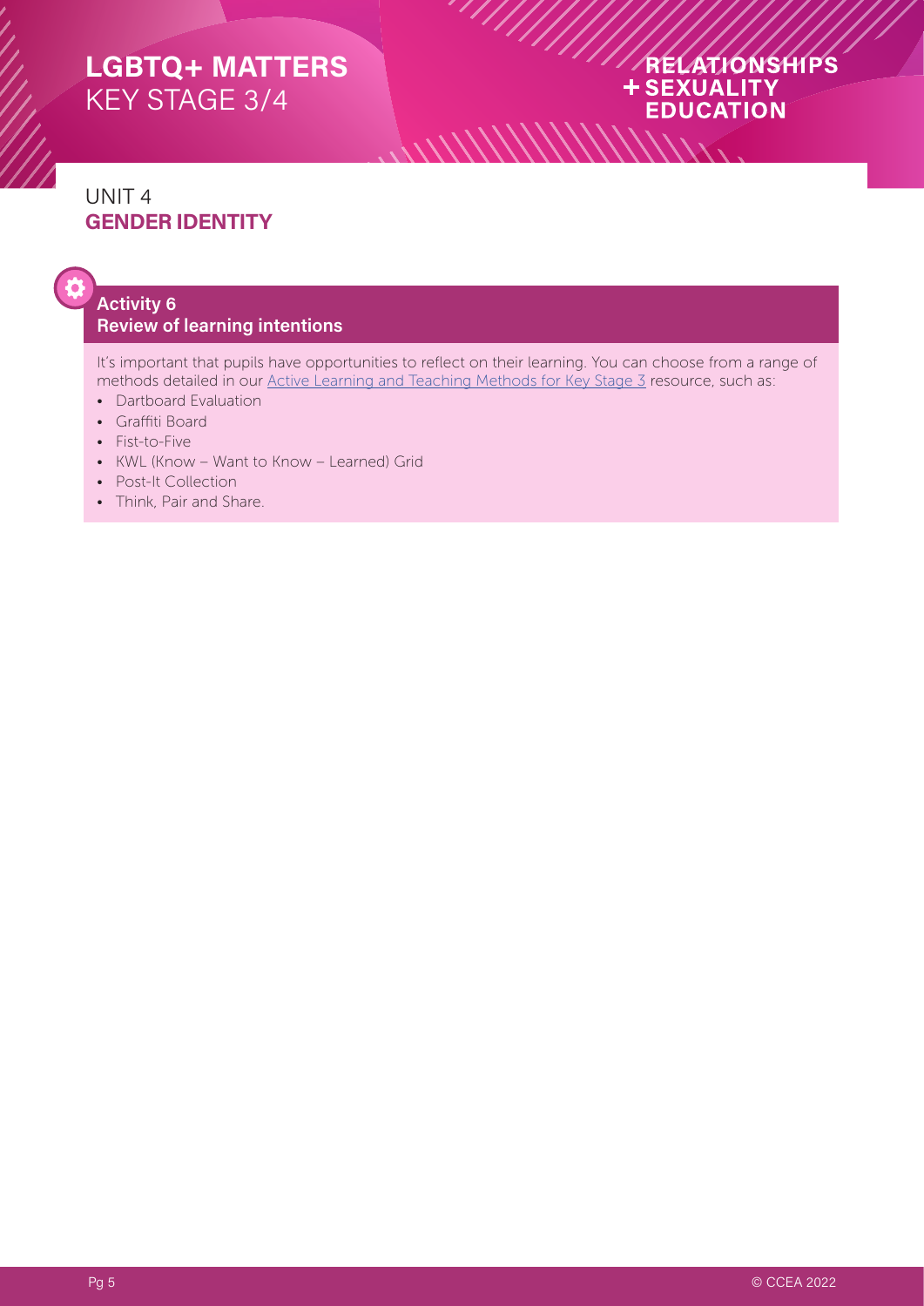## UNIT 4
## GENDER IDENTITY

### Activity 6
### Review of learning intentions

It's important that pupils have opportunities to reflect on their learning. You can choose from a range of methods detailed in our Active Learning and Teaching Methods for Key Stage 3 resource, such as:

- Dartboard Evaluation
- Graffiti Board
- Fist-to-Five
- KWL (Know – Want to Know – Learned) Grid
- Post-It Collection
- Think, Pair and Share.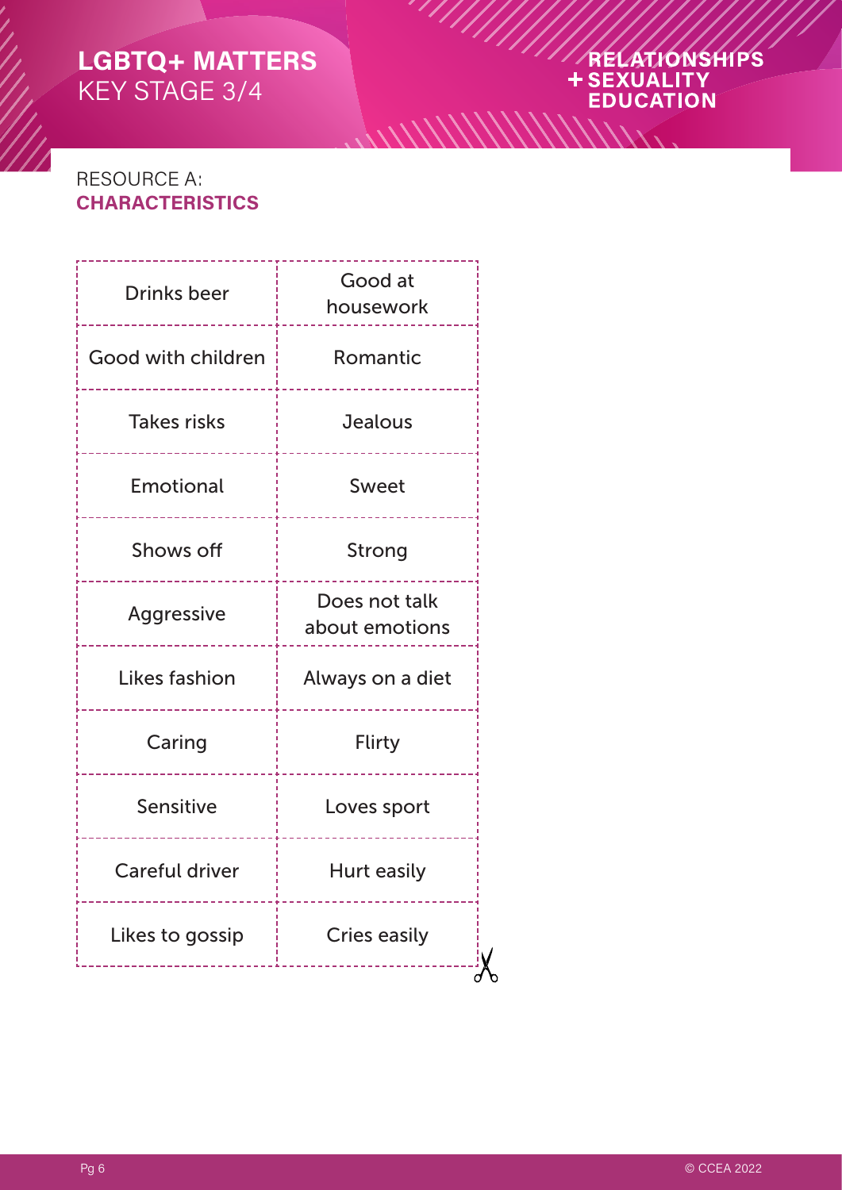## RESOURCE A:
## CHARACTERISTICS

| | |
|---|---|
| Drinks beer | Good at housework |
| Good with children | Romantic |
| Takes risks | Jealous |
| Emotional | Sweet |
| Shows off | Strong |
| Aggressive | Does not talk about emotions |
| Likes fashion | Always on a diet |
| Caring | Flirty |
| Sensitive | Loves sport |
| Careful driver | Hurt easily |
| Likes to gossip | Cries easily |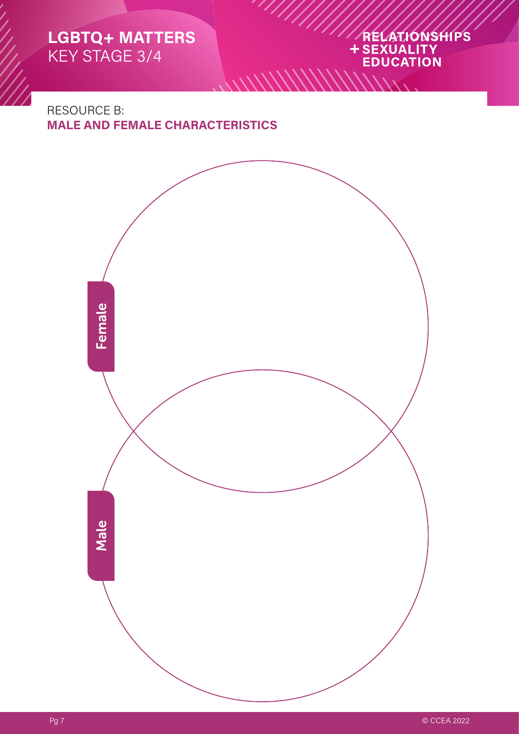RESOURCE B:
## MALE AND FEMALE CHARACTERISTICS

Female

Male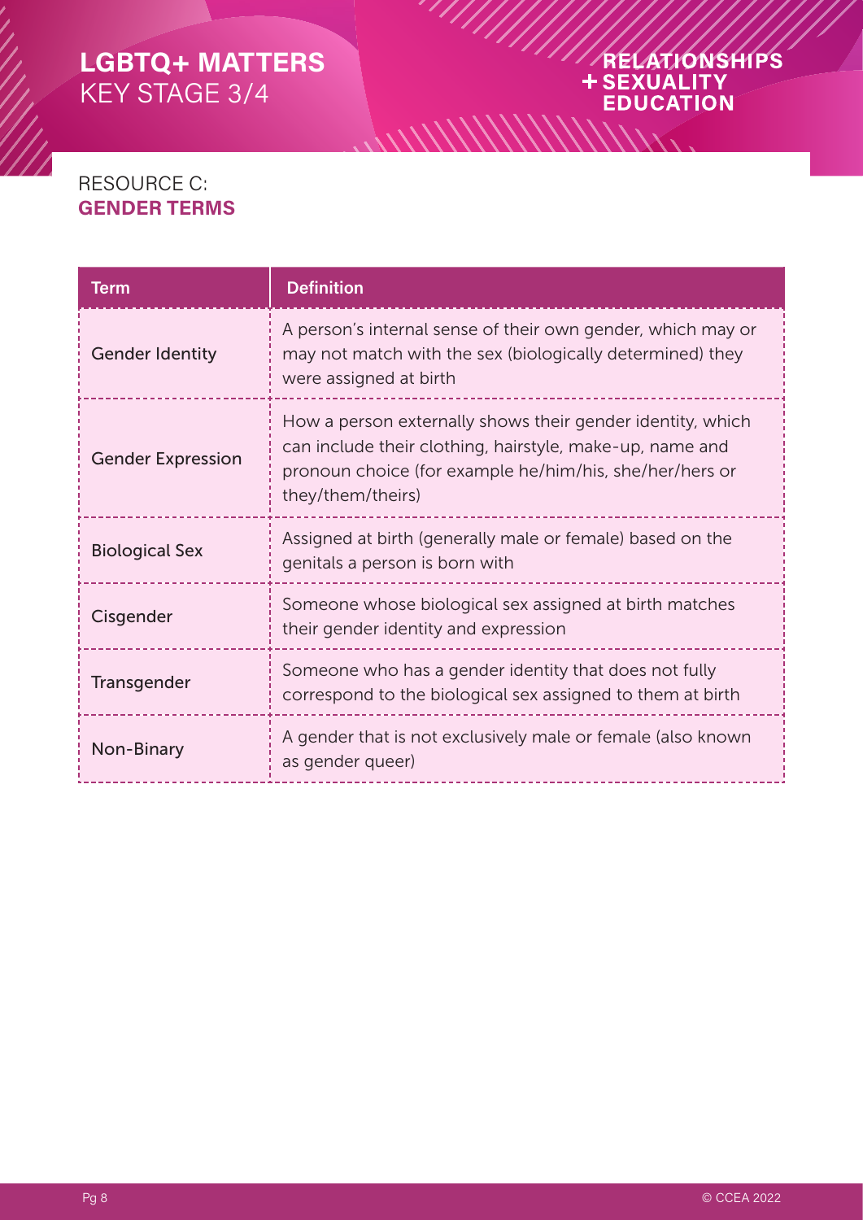# RESOURCE C: GENDER TERMS

| Term | Definition |
| --- | --- |
| Gender Identity | A person's internal sense of their own gender, which may or may not match with the sex (biologically determined) they were assigned at birth |
| Gender Expression | How a person externally shows their gender identity, which can include their clothing, hairstyle, make-up, name and pronoun choice (for example he/him/his, she/her/hers or they/them/theirs) |
| Biological Sex | Assigned at birth (generally male or female) based on the genitals a person is born with |
| Cisgender | Someone whose biological sex assigned at birth matches their gender identity and expression |
| Transgender | Someone who has a gender identity that does not fully correspond to the biological sex assigned to them at birth |
| Non-Binary | A gender that is not exclusively male or female (also known as gender queer) |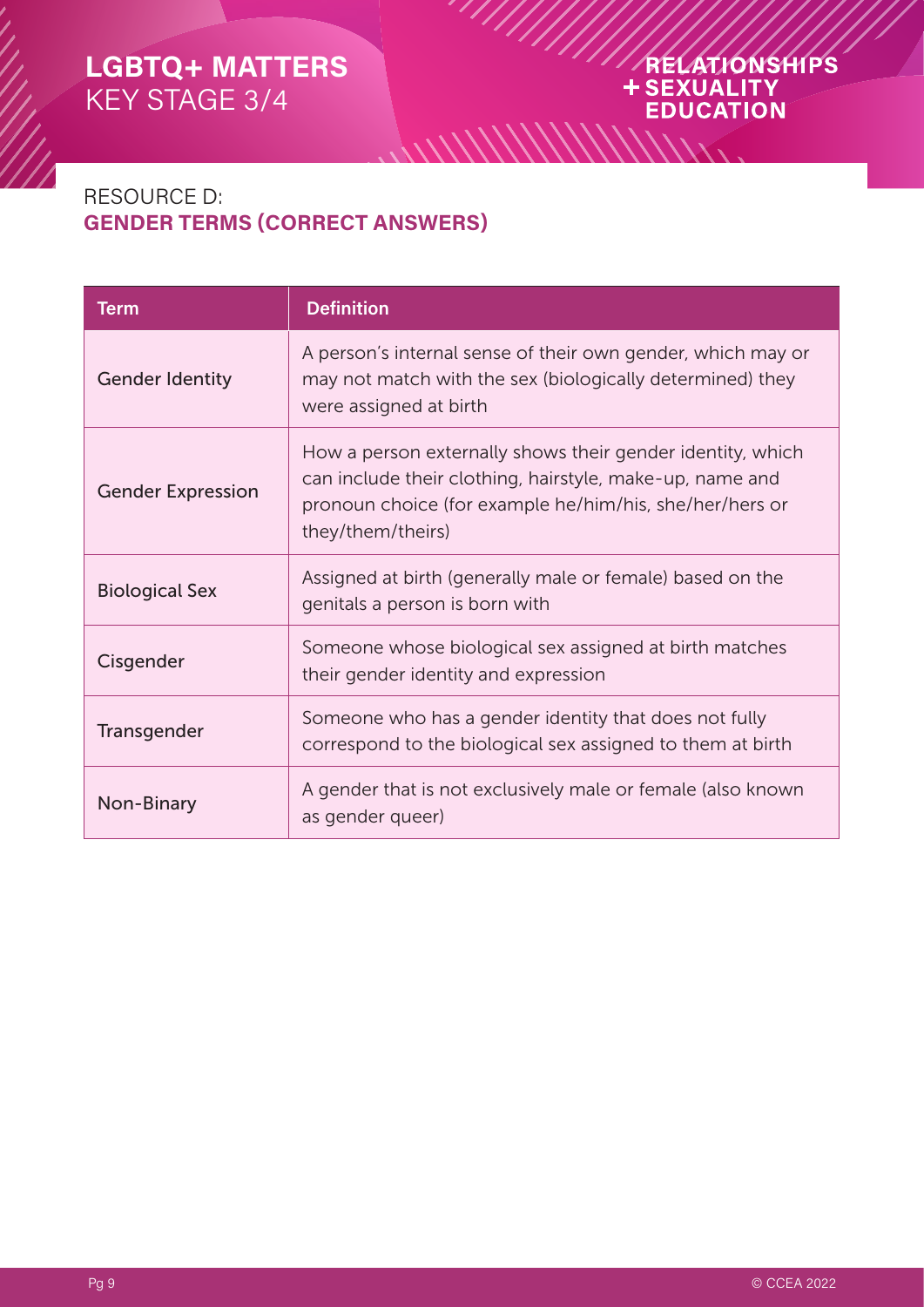## RESOURCE D:
## GENDER TERMS (CORRECT ANSWERS)

| Term | Definition |
|---|---|
| Gender Identity | A person's internal sense of their own gender, which may or may not match with the sex (biologically determined) they were assigned at birth |
| Gender Expression | How a person externally shows their gender identity, which can include their clothing, hairstyle, make-up, name and pronoun choice (for example he/him/his, she/her/hers or they/them/theirs) |
| Biological Sex | Assigned at birth (generally male or female) based on the genitals a person is born with |
| Cisgender | Someone whose biological sex assigned at birth matches their gender identity and expression |
| Transgender | Someone who has a gender identity that does not fully correspond to the biological sex assigned to them at birth |
| Non-Binary | A gender that is not exclusively male or female (also known as gender queer) |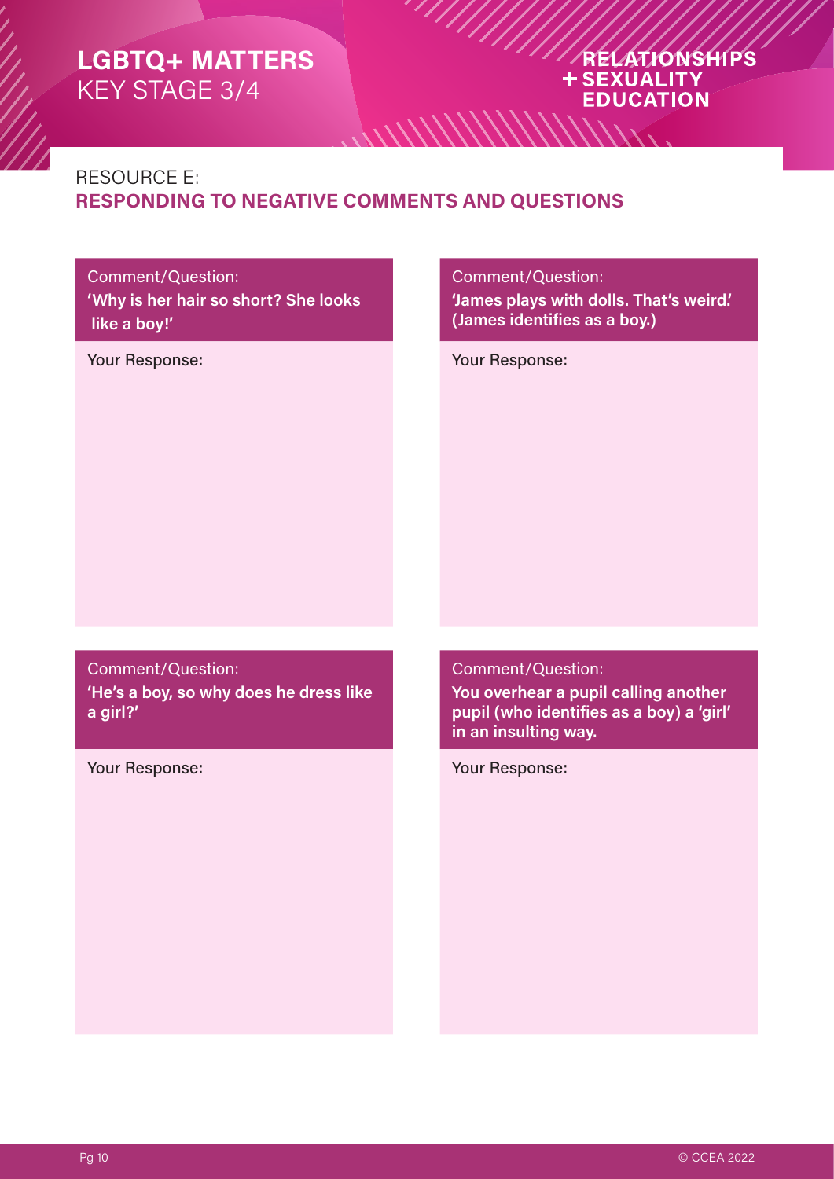# RESOURCE E: RESPONDING TO NEGATIVE COMMENTS AND QUESTIONS

Comment/Question:
**'Why is her hair so short? She looks like a boy!'**

Your Response:

Comment/Question:
**'James plays with dolls. That's weird.' (James identifies as a boy.)**

Your Response:

Comment/Question:
**'He's a boy, so why does he dress like a girl?'**

Your Response:

Comment/Question:
**You overhear a pupil calling another pupil (who identifies as a boy) a 'girl' in an insulting way.**

Your Response: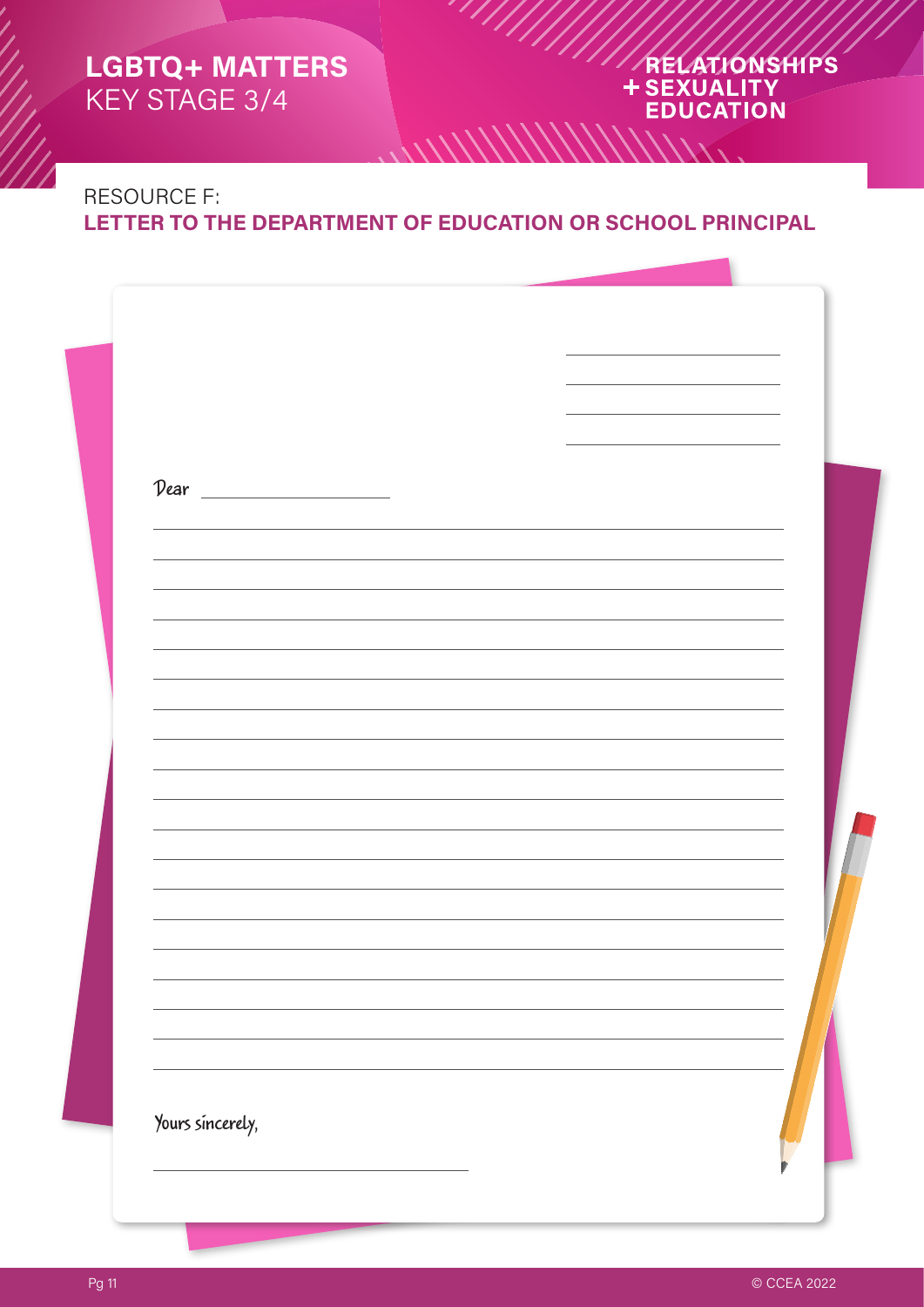# LGBTQ+ MATTERS
KEY STAGE 3/4

RELATIONSHIPS + SEXUALITY EDUCATION

## RESOURCE F:
**LETTER TO THE DEPARTMENT OF EDUCATION OR SCHOOL PRINCIPAL**

Dear

Yours sincerely,